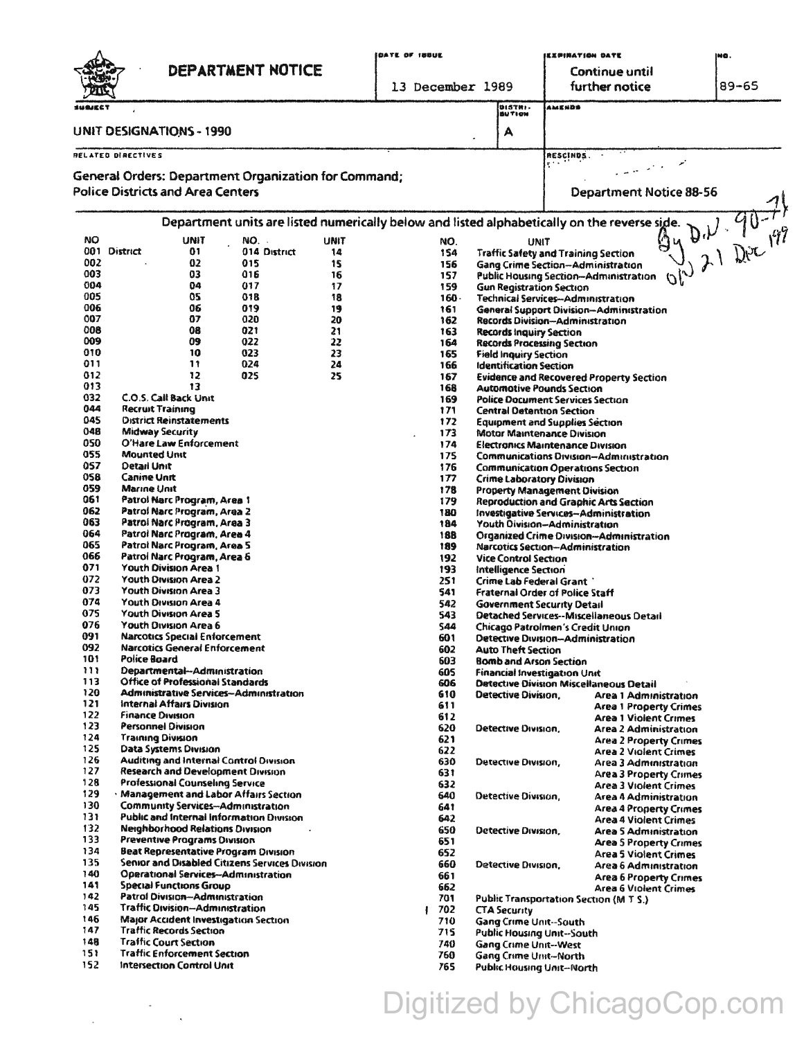# DEPARTMENT NOTICE

| DATE OF ISSUE | EXPIRATION DATE | NO. |
|---|---|---|
| 13 December 1989 | Continue until further notice | 89-65 |

| SUBJECT | DISTRIBUTION | AMENDS |
|---|---|---|
| UNIT DESIGNATIONS - 1990 | A | |

| RELATED DIRECTIVES | RESCINDS |
|---|---|
| General Orders: Department Organization for Command; Police Districts and Area Centers | Department Notice 88-56 |

By D.N. 90-71 on 21 Dec 1990

Department units are listed numerically below and listed alphabetically on the reverse side.

| NO | UNIT | NO. | UNIT |
|---|---|---|---|
| 001 | District 01 | 014 | District 14 |
| 002 | 02 | 015 | 15 |
| 003 | 03 | 016 | 16 |
| 004 | 04 | 017 | 17 |
| 005 | 05 | 018 | 18 |
| 006 | 06 | 019 | 19 |
| 007 | 07 | 020 | 20 |
| 008 | 08 | 021 | 21 |
| 009 | 09 | 022 | 22 |
| 010 | 10 | 023 | 23 |
| 011 | 11 | 024 | 24 |
| 012 | 12 | 025 | 25 |
| 013 | 13 | | |

| NO | UNIT |
|---|---|
| 032 | C.O.S. Call Back Unit |
| 044 | Recruit Training |
| 045 | District Reinstatements |
| 048 | Midway Security |
| 050 | O'Hare Law Enforcement |
| 055 | Mounted Unit |
| 057 | Detail Unit |
| 058 | Canine Unit |
| 059 | Marine Unit |
| 061 | Patrol Narc Program, Area 1 |
| 062 | Patrol Narc Program, Area 2 |
| 063 | Patrol Narc Program, Area 3 |
| 064 | Patrol Narc Program, Area 4 |
| 065 | Patrol Narc Program, Area 5 |
| 066 | Patrol Narc Program, Area 6 |
| 071 | Youth Division Area 1 |
| 072 | Youth Division Area 2 |
| 073 | Youth Division Area 3 |
| 074 | Youth Division Area 4 |
| 075 | Youth Division Area 5 |
| 076 | Youth Division Area 6 |
| 091 | Narcotics Special Enforcement |
| 092 | Narcotics General Enforcement |
| 101 | Police Board |
| 111 | Departmental--Administration |
| 113 | Office of Professional Standards |
| 120 | Administrative Services--Administration |
| 121 | Internal Affairs Division |
| 122 | Finance Division |
| 123 | Personnel Division |
| 124 | Training Division |
| 125 | Data Systems Division |
| 126 | Auditing and Internal Control Division |
| 127 | Research and Development Division |
| 128 | Professional Counseling Service |
| 129 | Management and Labor Affairs Section |
| 130 | Community Services--Administration |
| 131 | Public and Internal Information Division |
| 132 | Neighborhood Relations Division |
| 133 | Preventive Programs Division |
| 134 | Beat Representative Program Division |
| 135 | Senior and Disabled Citizens Services Division |
| 140 | Operational Services--Administration |
| 141 | Special Functions Group |
| 142 | Patrol Division--Administration |
| 145 | Traffic Division--Administration |
| 146 | Major Accident Investigation Section |
| 147 | Traffic Records Section |
| 148 | Traffic Court Section |
| 151 | Traffic Enforcement Section |
| 152 | Intersection Control Unit |
| 154 | Traffic Safety and Training Section |
| 156 | Gang Crime Section--Administration |
| 157 | Public Housing Section--Administration |
| 159 | Gun Registration Section |
| 160 | Technical Services--Administration |
| 161 | General Support Division--Administration |
| 162 | Records Division--Administration |
| 163 | Records Inquiry Section |
| 164 | Records Processing Section |
| 165 | Field Inquiry Section |
| 166 | Identification Section |
| 167 | Evidence and Recovered Property Section |
| 168 | Automotive Pounds Section |
| 169 | Police Document Services Section |
| 171 | Central Detention Section |
| 172 | Equipment and Supplies Section |
| 173 | Motor Maintenance Division |
| 174 | Electronics Maintenance Division |
| 175 | Communications Division--Administration |
| 176 | Communication Operations Section |
| 177 | Crime Laboratory Division |
| 178 | Property Management Division |
| 179 | Reproduction and Graphic Arts Section |
| 180 | Investigative Services--Administration |
| 184 | Youth Division--Administration |
| 188 | Organized Crime Division--Administration |
| 189 | Narcotics Section--Administration |
| 192 | Vice Control Section |
| 193 | Intelligence Section |
| 251 | Crime Lab Federal Grant |
| 541 | Fraternal Order of Police Staff |
| 542 | Government Security Detail |
| 543 | Detached Services--Miscellaneous Detail |
| 544 | Chicago Patrolmen's Credit Union |
| 601 | Detective Division--Administration |
| 602 | Auto Theft Section |
| 603 | Bomb and Arson Section |
| 605 | Financial Investigation Unit |
| 606 | Detective Division Miscellaneous Detail |
| 610 | Detective Division, Area 1 Administration |
| 611 | Area 1 Property Crimes |
| 612 | Area 1 Violent Crimes |
| 620 | Detective Division, Area 2 Administration |
| 621 | Area 2 Property Crimes |
| 622 | Area 2 Violent Crimes |
| 630 | Detective Division, Area 3 Administration |
| 631 | Area 3 Property Crimes |
| 632 | Area 3 Violent Crimes |
| 640 | Detective Division, Area 4 Administration |
| 641 | Area 4 Property Crimes |
| 642 | Area 4 Violent Crimes |
| 650 | Detective Division, Area 5 Administration |
| 651 | Area 5 Property Crimes |
| 652 | Area 5 Violent Crimes |
| 660 | Detective Division, Area 6 Administration |
| 661 | Area 6 Property Crimes |
| 662 | Area 6 Violent Crimes |
| 701 | Public Transportation Section (M T S.) |
| 702 | CTA Security |
| 710 | Gang Crime Unit--South |
| 715 | Public Housing Unit--South |
| 740 | Gang Crime Unit--West |
| 760 | Gang Crime Unit--North |
| 765 | Public Housing Unit--North |

Digitized by ChicagoCop.com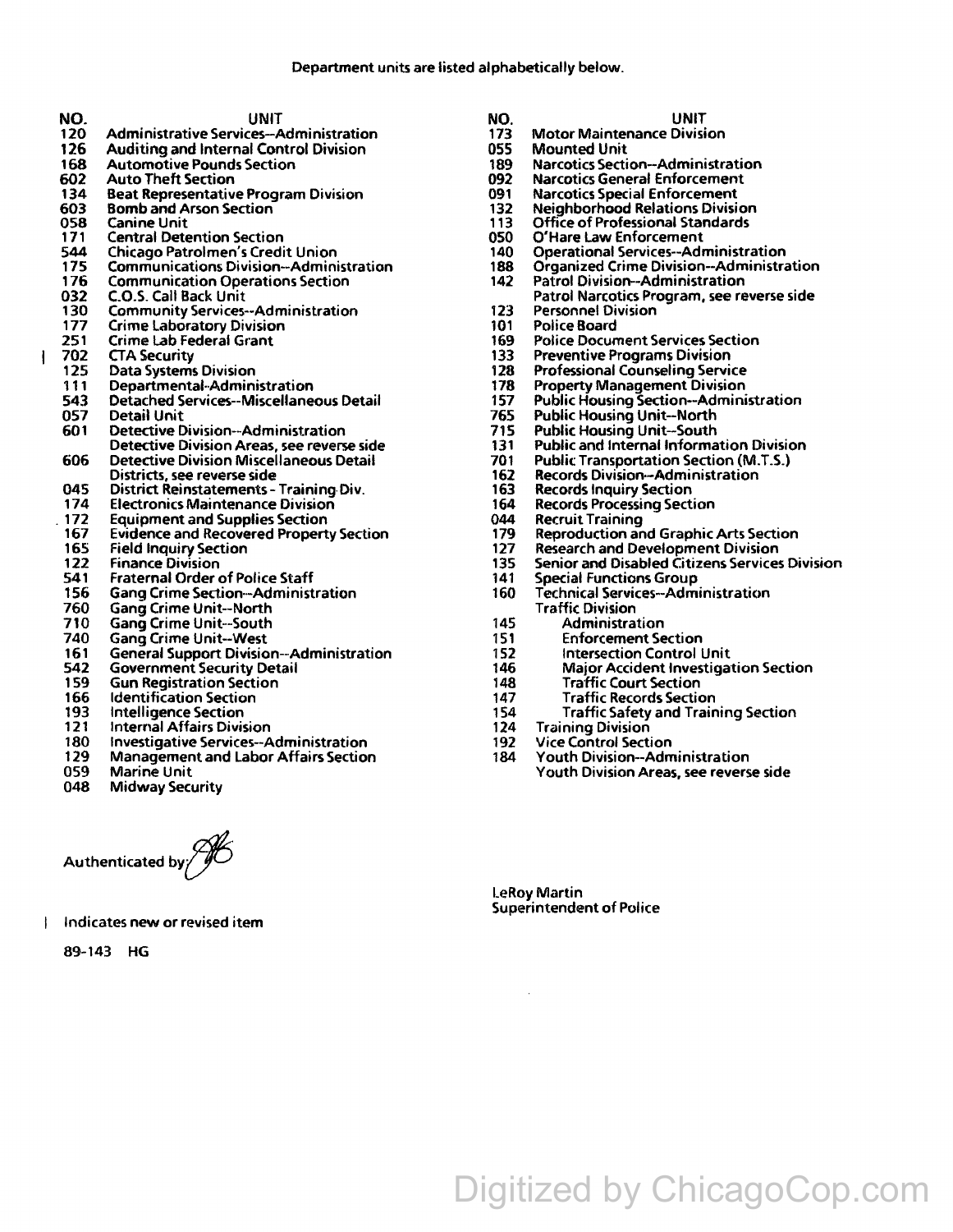Department units are listed alphabetically below.

| NO. | UNIT |
|---|---|
| 120 | Administrative Services--Administration |
| 126 | Auditing and Internal Control Division |
| 168 | Automotive Pounds Section |
| 602 | Auto Theft Section |
| 134 | Beat Representative Program Division |
| 603 | Bomb and Arson Section |
| 058 | Canine Unit |
| 171 | Central Detention Section |
| 544 | Chicago Patrolmen's Credit Union |
| 175 | Communications Division--Administration |
| 176 | Communication Operations Section |
| 032 | C.O.S. Call Back Unit |
| 130 | Community Services--Administration |
| 177 | Crime Laboratory Division |
| 251 | Crime Lab Federal Grant |
| \| 702 | CTA Security |
| 125 | Data Systems Division |
| 111 | Departmental-Administration |
| 543 | Detached Services--Miscellaneous Detail |
| 057 | Detail Unit |
| 601 | Detective Division--Administration |
| | Detective Division Areas, see reverse side |
| 606 | Detective Division Miscellaneous Detail |
| | Districts, see reverse side |
| 045 | District Reinstatements - Training Div. |
| 174 | Electronics Maintenance Division |
| 172 | Equipment and Supplies Section |
| 167 | Evidence and Recovered Property Section |
| 165 | Field Inquiry Section |
| 122 | Finance Division |
| 541 | Fraternal Order of Police Staff |
| 156 | Gang Crime Section--Administration |
| 760 | Gang Crime Unit--North |
| 710 | Gang Crime Unit--South |
| 740 | Gang Crime Unit--West |
| 161 | General Support Division--Administration |
| 542 | Government Security Detail |
| 159 | Gun Registration Section |
| 166 | Identification Section |
| 193 | Intelligence Section |
| 121 | Internal Affairs Division |
| 180 | Investigative Services--Administration |
| 129 | Management and Labor Affairs Section |
| 059 | Marine Unit |
| 048 | Midway Security |

| NO. | UNIT |
|---|---|
| 173 | Motor Maintenance Division |
| 055 | Mounted Unit |
| 189 | Narcotics Section--Administration |
| 092 | Narcotics General Enforcement |
| 091 | Narcotics Special Enforcement |
| 132 | Neighborhood Relations Division |
| 113 | Office of Professional Standards |
| 050 | O'Hare Law Enforcement |
| 140 | Operational Services--Administration |
| 188 | Organized Crime Division--Administration |
| 142 | Patrol Division--Administration |
| | Patrol Narcotics Program, see reverse side |
| 123 | Personnel Division |
| 101 | Police Board |
| 169 | Police Document Services Section |
| 133 | Preventive Programs Division |
| 128 | Professional Counseling Service |
| 178 | Property Management Division |
| 157 | Public Housing Section--Administration |
| 765 | Public Housing Unit--North |
| 715 | Public Housing Unit--South |
| 131 | Public and Internal Information Division |
| 701 | Public Transportation Section (M.T.S.) |
| 162 | Records Division--Administration |
| 163 | Records Inquiry Section |
| 164 | Records Processing Section |
| 044 | Recruit Training |
| 179 | Reproduction and Graphic Arts Section |
| 127 | Research and Development Division |
| 135 | Senior and Disabled Citizens Services Division |
| 141 | Special Functions Group |
| 160 | Technical Services--Administration |
| | Traffic Division |
| 145 | Administration |
| 151 | Enforcement Section |
| 152 | Intersection Control Unit |
| 146 | Major Accident Investigation Section |
| 148 | Traffic Court Section |
| 147 | Traffic Records Section |
| 154 | Traffic Safety and Training Section |
| 124 | Training Division |
| 192 | Vice Control Section |
| 184 | Youth Division--Administration |
| | Youth Division Areas, see reverse side |

Authenticated by:

LeRoy Martin
Superintendent of Police

| Indicates new or revised item

89-143 HG